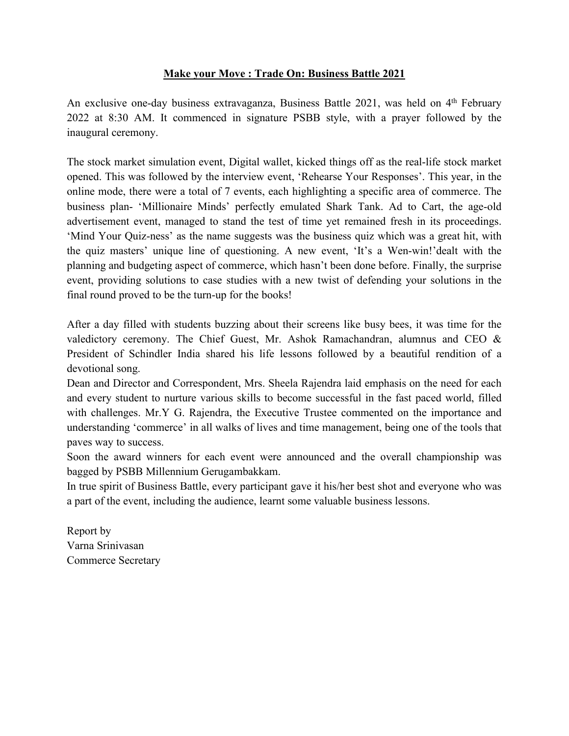# **Make your Move : Trade On: Business Battle 2021**

An exclusive one-day business extravaganza, Business Battle 2021, was held on 4th February 2022 at 8:30 AM. It commenced in signature PSBB style, with a prayer followed by the inaugural ceremony.

The stock market simulation event, Digital wallet, kicked things off as the real-life stock market opened. This was followed by the interview event, 'Rehearse Your Responses'. This year, in the online mode, there were a total of 7 events, each highlighting a specific area of commerce. The business plan- 'Millionaire Minds' perfectly emulated Shark Tank. Ad to Cart, the age-old advertisement event, managed to stand the test of time yet remained fresh in its proceedings. 'Mind Your Quiz-ness' as the name suggests was the business quiz which was a great hit, with the quiz masters' unique line of questioning. A new event, 'It's a Wen-win!'dealt with the planning and budgeting aspect of commerce, which hasn't been done before. Finally, the surprise event, providing solutions to case studies with a new twist of defending your solutions in the final round proved to be the turn-up for the books!

After a day filled with students buzzing about their screens like busy bees, it was time for the valedictory ceremony. The Chief Guest, Mr. Ashok Ramachandran, alumnus and CEO & President of Schindler India shared his life lessons followed by a beautiful rendition of a devotional song.

Dean and Director and Correspondent, Mrs. Sheela Rajendra laid emphasis on the need for each and every student to nurture various skills to become successful in the fast paced world, filled with challenges. Mr.Y G. Rajendra, the Executive Trustee commented on the importance and understanding 'commerce' in all walks of lives and time management, being one of the tools that paves way to success.

Soon the award winners for each event were announced and the overall championship was bagged by PSBB Millennium Gerugambakkam.

In true spirit of Business Battle, every participant gave it his/her best shot and everyone who was a part of the event, including the audience, learnt some valuable business lessons.

Report by
Varna Srinivasan
Commerce Secretary